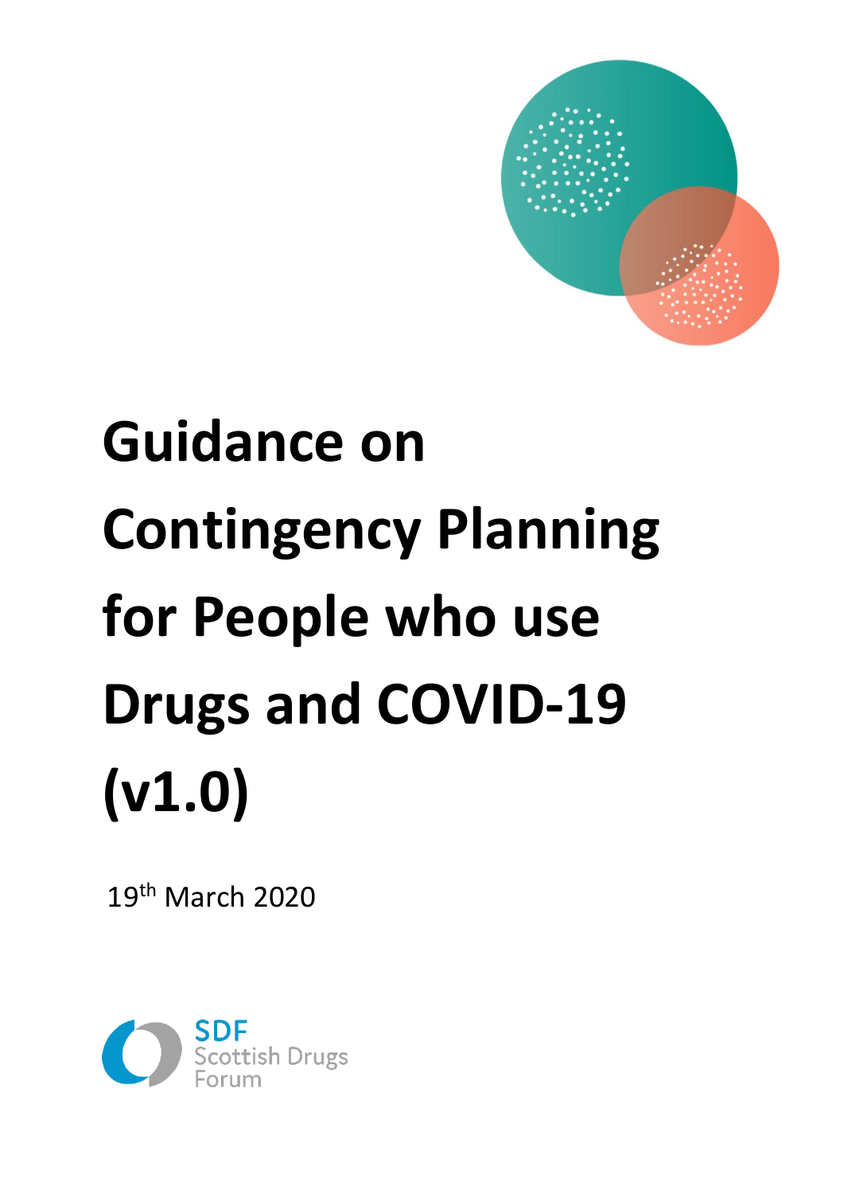# Guidance on Contingency Planning for People who use Drugs and COVID-19 (v1.0)

19th March 2020

SDF
Scottish Drugs Forum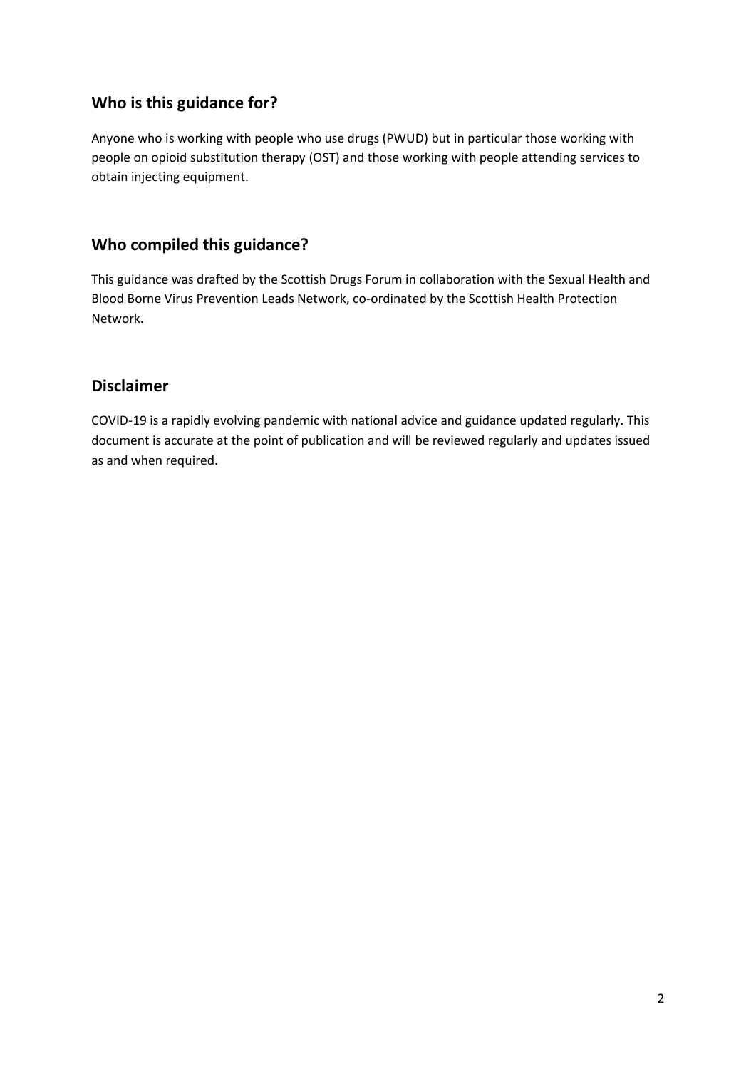## Who is this guidance for?

Anyone who is working with people who use drugs (PWUD) but in particular those working with people on opioid substitution therapy (OST) and those working with people attending services to obtain injecting equipment.

## Who compiled this guidance?

This guidance was drafted by the Scottish Drugs Forum in collaboration with the Sexual Health and Blood Borne Virus Prevention Leads Network, co-ordinated by the Scottish Health Protection Network.

## Disclaimer

COVID-19 is a rapidly evolving pandemic with national advice and guidance updated regularly. This document is accurate at the point of publication and will be reviewed regularly and updates issued as and when required.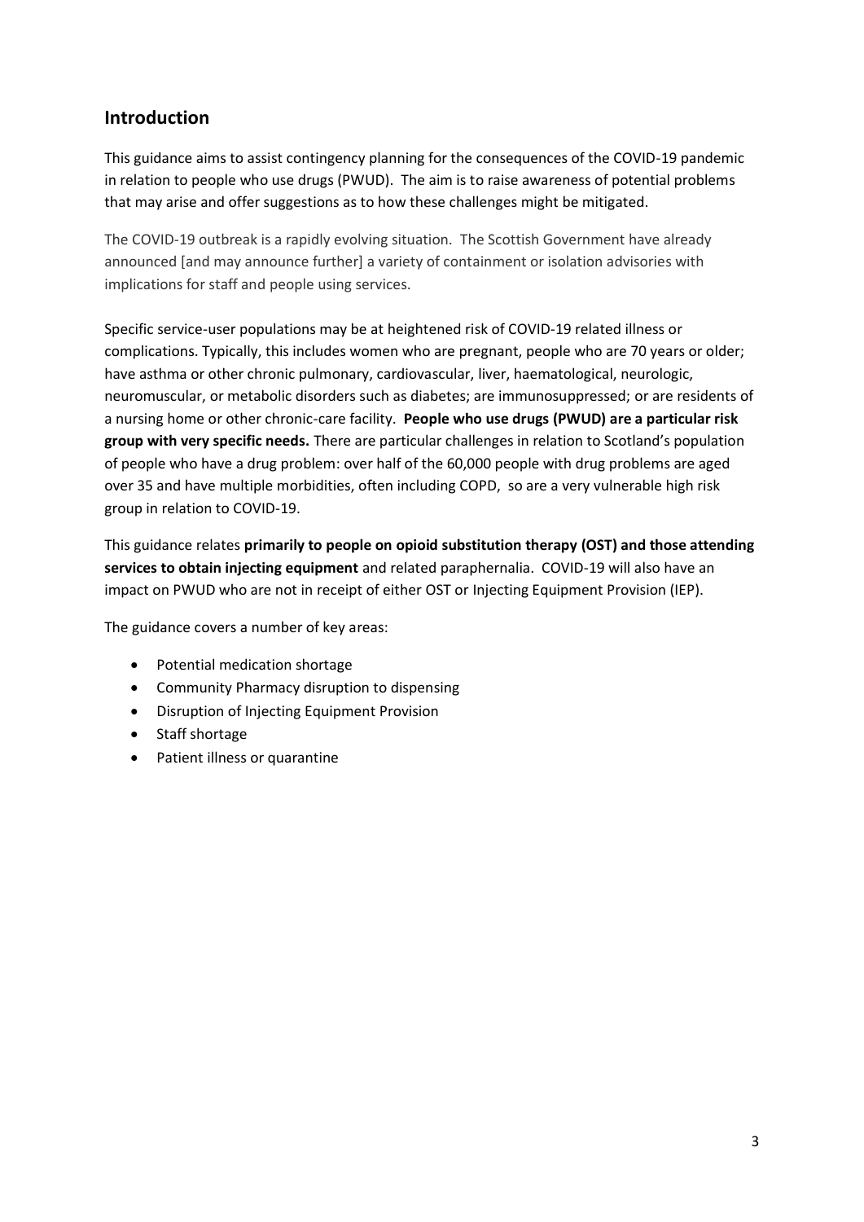## Introduction

This guidance aims to assist contingency planning for the consequences of the COVID-19 pandemic in relation to people who use drugs (PWUD). The aim is to raise awareness of potential problems that may arise and offer suggestions as to how these challenges might be mitigated.

The COVID-19 outbreak is a rapidly evolving situation. The Scottish Government have already announced [and may announce further] a variety of containment or isolation advisories with implications for staff and people using services.

Specific service-user populations may be at heightened risk of COVID-19 related illness or complications. Typically, this includes women who are pregnant, people who are 70 years or older; have asthma or other chronic pulmonary, cardiovascular, liver, haematological, neurologic, neuromuscular, or metabolic disorders such as diabetes; are immunosuppressed; or are residents of a nursing home or other chronic-care facility. **People who use drugs (PWUD) are a particular risk group with very specific needs.** There are particular challenges in relation to Scotland's population of people who have a drug problem: over half of the 60,000 people with drug problems are aged over 35 and have multiple morbidities, often including COPD, so are a very vulnerable high risk group in relation to COVID-19.

This guidance relates **primarily to people on opioid substitution therapy (OST) and those attending services to obtain injecting equipment** and related paraphernalia. COVID-19 will also have an impact on PWUD who are not in receipt of either OST or Injecting Equipment Provision (IEP).

The guidance covers a number of key areas:

- Potential medication shortage
- Community Pharmacy disruption to dispensing
- Disruption of Injecting Equipment Provision
- Staff shortage
- Patient illness or quarantine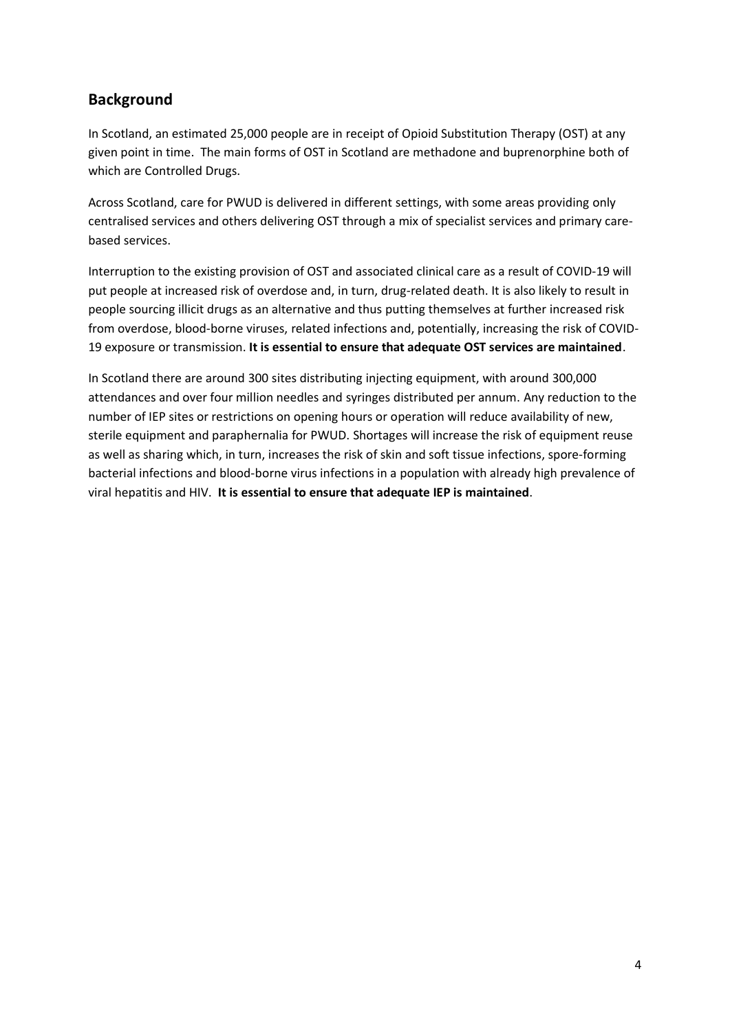## Background

In Scotland, an estimated 25,000 people are in receipt of Opioid Substitution Therapy (OST) at any given point in time. The main forms of OST in Scotland are methadone and buprenorphine both of which are Controlled Drugs.

Across Scotland, care for PWUD is delivered in different settings, with some areas providing only centralised services and others delivering OST through a mix of specialist services and primary care-based services.

Interruption to the existing provision of OST and associated clinical care as a result of COVID-19 will put people at increased risk of overdose and, in turn, drug-related death. It is also likely to result in people sourcing illicit drugs as an alternative and thus putting themselves at further increased risk from overdose, blood-borne viruses, related infections and, potentially, increasing the risk of COVID-19 exposure or transmission. **It is essential to ensure that adequate OST services are maintained**.

In Scotland there are around 300 sites distributing injecting equipment, with around 300,000 attendances and over four million needles and syringes distributed per annum. Any reduction to the number of IEP sites or restrictions on opening hours or operation will reduce availability of new, sterile equipment and paraphernalia for PWUD. Shortages will increase the risk of equipment reuse as well as sharing which, in turn, increases the risk of skin and soft tissue infections, spore-forming bacterial infections and blood-borne virus infections in a population with already high prevalence of viral hepatitis and HIV. **It is essential to ensure that adequate IEP is maintained**.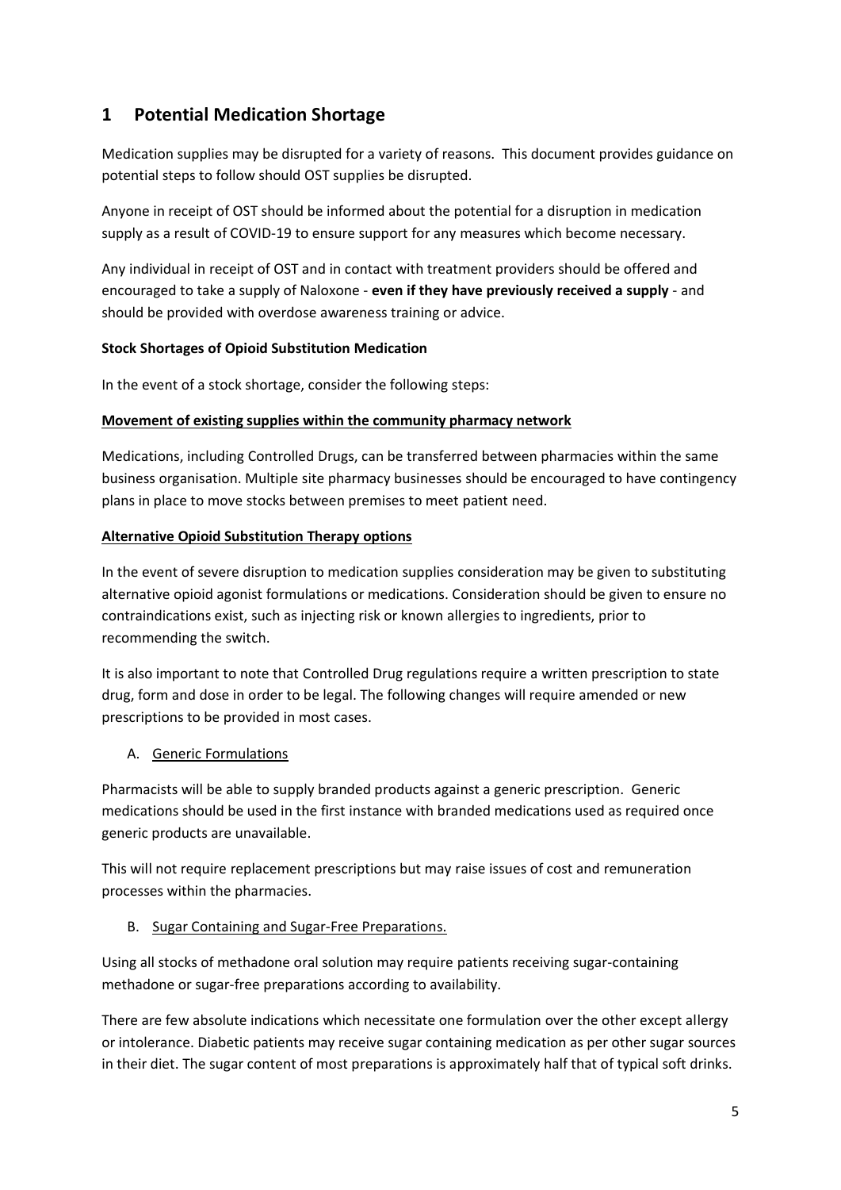# 1 Potential Medication Shortage

Medication supplies may be disrupted for a variety of reasons. This document provides guidance on potential steps to follow should OST supplies be disrupted.

Anyone in receipt of OST should be informed about the potential for a disruption in medication supply as a result of COVID-19 to ensure support for any measures which become necessary.

Any individual in receipt of OST and in contact with treatment providers should be offered and encouraged to take a supply of Naloxone - **even if they have previously received a supply** - and should be provided with overdose awareness training or advice.

**Stock Shortages of Opioid Substitution Medication**

In the event of a stock shortage, consider the following steps:

<u>**Movement of existing supplies within the community pharmacy network**</u>

Medications, including Controlled Drugs, can be transferred between pharmacies within the same business organisation. Multiple site pharmacy businesses should be encouraged to have contingency plans in place to move stocks between premises to meet patient need.

<u>**Alternative Opioid Substitution Therapy options**</u>

In the event of severe disruption to medication supplies consideration may be given to substituting alternative opioid agonist formulations or medications. Consideration should be given to ensure no contraindications exist, such as injecting risk or known allergies to ingredients, prior to recommending the switch.

It is also important to note that Controlled Drug regulations require a written prescription to state drug, form and dose in order to be legal. The following changes will require amended or new prescriptions to be provided in most cases.

A. <u>Generic Formulations</u>

Pharmacists will be able to supply branded products against a generic prescription. Generic medications should be used in the first instance with branded medications used as required once generic products are unavailable.

This will not require replacement prescriptions but may raise issues of cost and remuneration processes within the pharmacies.

B. <u>Sugar Containing and Sugar-Free Preparations.</u>

Using all stocks of methadone oral solution may require patients receiving sugar-containing methadone or sugar-free preparations according to availability.

There are few absolute indications which necessitate one formulation over the other except allergy or intolerance. Diabetic patients may receive sugar containing medication as per other sugar sources in their diet. The sugar content of most preparations is approximately half that of typical soft drinks.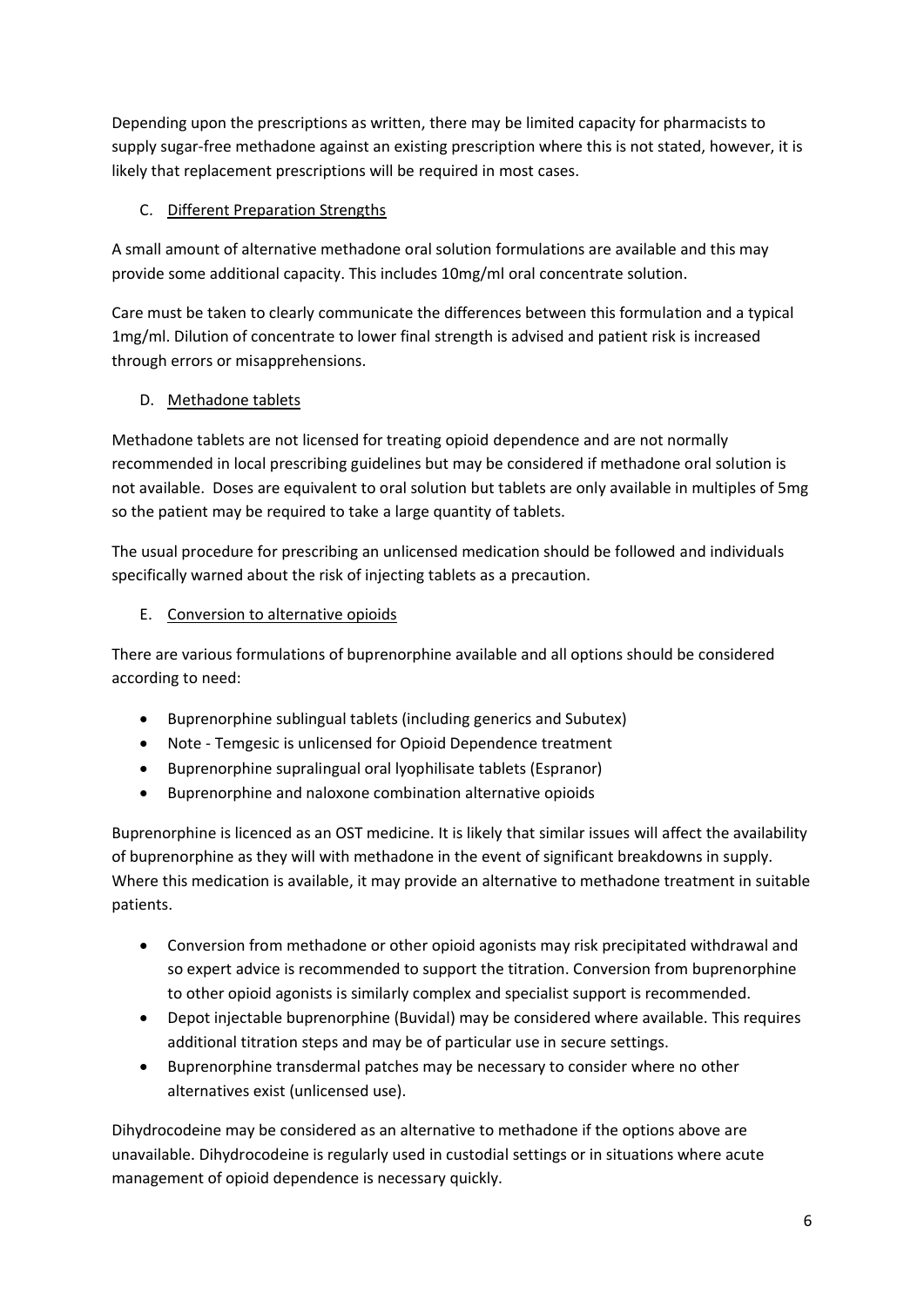Depending upon the prescriptions as written, there may be limited capacity for pharmacists to supply sugar-free methadone against an existing prescription where this is not stated, however, it is likely that replacement prescriptions will be required in most cases.

C. Different Preparation Strengths

A small amount of alternative methadone oral solution formulations are available and this may provide some additional capacity. This includes 10mg/ml oral concentrate solution.

Care must be taken to clearly communicate the differences between this formulation and a typical 1mg/ml. Dilution of concentrate to lower final strength is advised and patient risk is increased through errors or misapprehensions.

D. Methadone tablets

Methadone tablets are not licensed for treating opioid dependence and are not normally recommended in local prescribing guidelines but may be considered if methadone oral solution is not available. Doses are equivalent to oral solution but tablets are only available in multiples of 5mg so the patient may be required to take a large quantity of tablets.

The usual procedure for prescribing an unlicensed medication should be followed and individuals specifically warned about the risk of injecting tablets as a precaution.

E. Conversion to alternative opioids

There are various formulations of buprenorphine available and all options should be considered according to need:

- Buprenorphine sublingual tablets (including generics and Subutex)
- Note - Temgesic is unlicensed for Opioid Dependence treatment
- Buprenorphine supralingual oral lyophilisate tablets (Espranor)
- Buprenorphine and naloxone combination alternative opioids

Buprenorphine is licenced as an OST medicine. It is likely that similar issues will affect the availability of buprenorphine as they will with methadone in the event of significant breakdowns in supply. Where this medication is available, it may provide an alternative to methadone treatment in suitable patients.

- Conversion from methadone or other opioid agonists may risk precipitated withdrawal and so expert advice is recommended to support the titration. Conversion from buprenorphine to other opioid agonists is similarly complex and specialist support is recommended.
- Depot injectable buprenorphine (Buvidal) may be considered where available. This requires additional titration steps and may be of particular use in secure settings.
- Buprenorphine transdermal patches may be necessary to consider where no other alternatives exist (unlicensed use).

Dihydrocodeine may be considered as an alternative to methadone if the options above are unavailable. Dihydrocodeine is regularly used in custodial settings or in situations where acute management of opioid dependence is necessary quickly.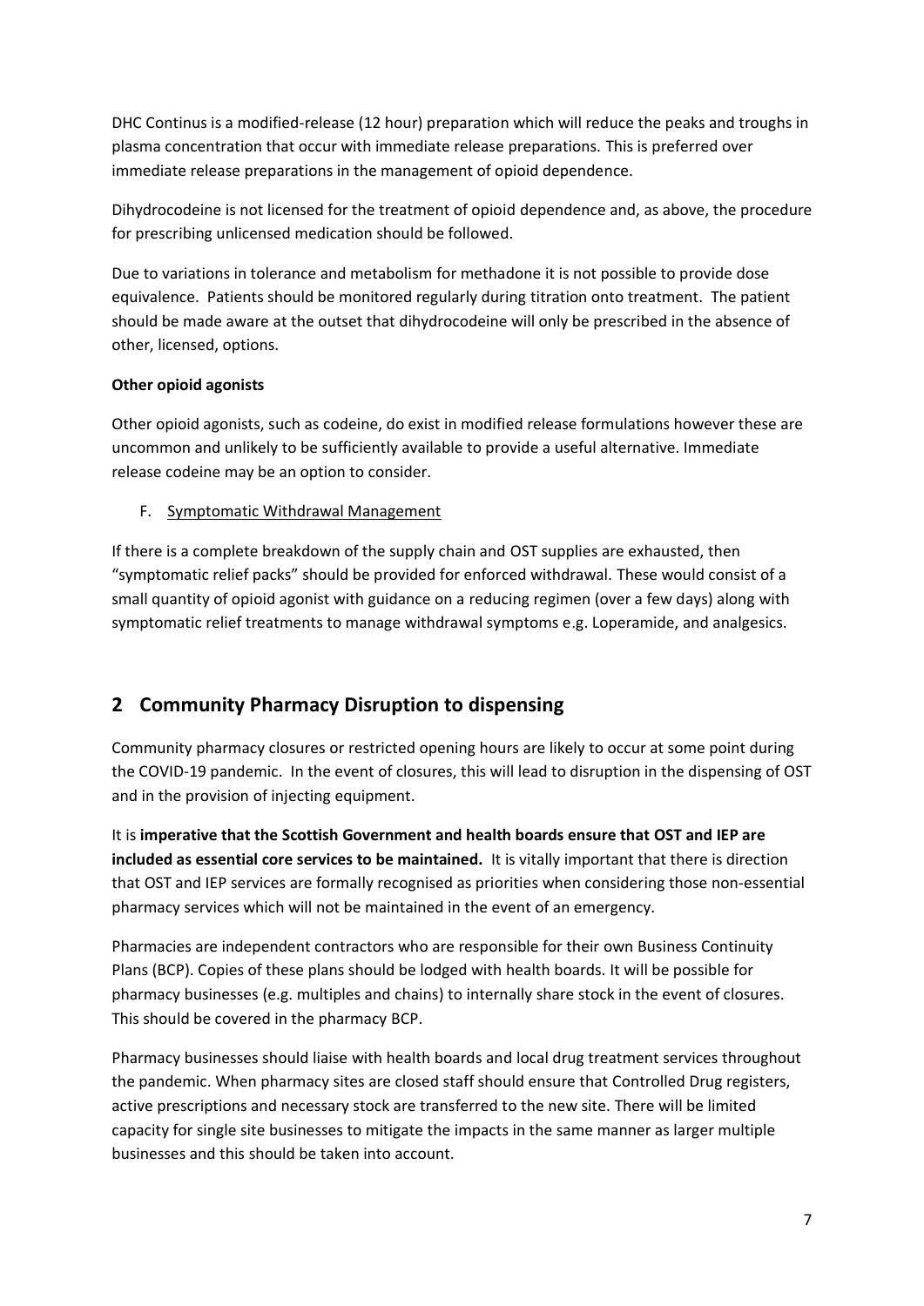DHC Continus is a modified-release (12 hour) preparation which will reduce the peaks and troughs in plasma concentration that occur with immediate release preparations. This is preferred over immediate release preparations in the management of opioid dependence.

Dihydrocodeine is not licensed for the treatment of opioid dependence and, as above, the procedure for prescribing unlicensed medication should be followed.

Due to variations in tolerance and metabolism for methadone it is not possible to provide dose equivalence. Patients should be monitored regularly during titration onto treatment. The patient should be made aware at the outset that dihydrocodeine will only be prescribed in the absence of other, licensed, options.

**Other opioid agonists**

Other opioid agonists, such as codeine, do exist in modified release formulations however these are uncommon and unlikely to be sufficiently available to provide a useful alternative. Immediate release codeine may be an option to consider.

F. Symptomatic Withdrawal Management

If there is a complete breakdown of the supply chain and OST supplies are exhausted, then "symptomatic relief packs" should be provided for enforced withdrawal. These would consist of a small quantity of opioid agonist with guidance on a reducing regimen (over a few days) along with symptomatic relief treatments to manage withdrawal symptoms e.g. Loperamide, and analgesics.

## 2 Community Pharmacy Disruption to dispensing

Community pharmacy closures or restricted opening hours are likely to occur at some point during the COVID-19 pandemic. In the event of closures, this will lead to disruption in the dispensing of OST and in the provision of injecting equipment.

It is **imperative that the Scottish Government and health boards ensure that OST and IEP are included as essential core services to be maintained.** It is vitally important that there is direction that OST and IEP services are formally recognised as priorities when considering those non-essential pharmacy services which will not be maintained in the event of an emergency.

Pharmacies are independent contractors who are responsible for their own Business Continuity Plans (BCP). Copies of these plans should be lodged with health boards. It will be possible for pharmacy businesses (e.g. multiples and chains) to internally share stock in the event of closures. This should be covered in the pharmacy BCP.

Pharmacy businesses should liaise with health boards and local drug treatment services throughout the pandemic. When pharmacy sites are closed staff should ensure that Controlled Drug registers, active prescriptions and necessary stock are transferred to the new site. There will be limited capacity for single site businesses to mitigate the impacts in the same manner as larger multiple businesses and this should be taken into account.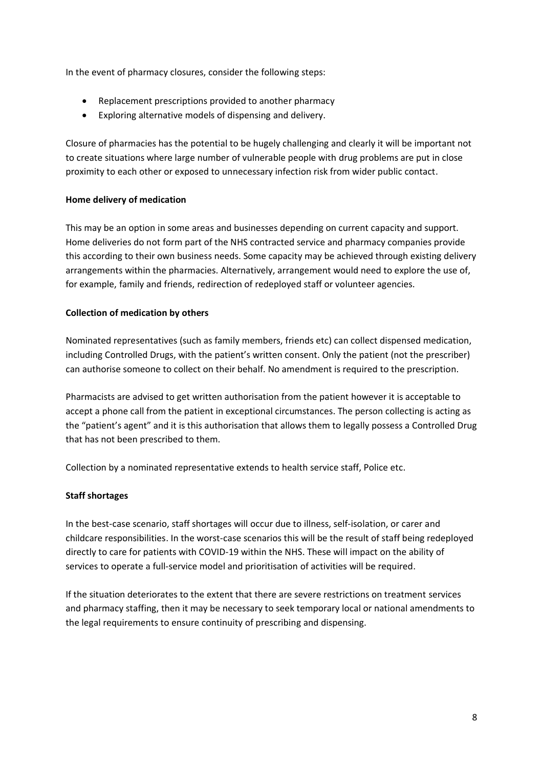In the event of pharmacy closures, consider the following steps:

- Replacement prescriptions provided to another pharmacy
- Exploring alternative models of dispensing and delivery.

Closure of pharmacies has the potential to be hugely challenging and clearly it will be important not to create situations where large number of vulnerable people with drug problems are put in close proximity to each other or exposed to unnecessary infection risk from wider public contact.

**Home delivery of medication**

This may be an option in some areas and businesses depending on current capacity and support. Home deliveries do not form part of the NHS contracted service and pharmacy companies provide this according to their own business needs. Some capacity may be achieved through existing delivery arrangements within the pharmacies. Alternatively, arrangement would need to explore the use of, for example, family and friends, redirection of redeployed staff or volunteer agencies.

**Collection of medication by others**

Nominated representatives (such as family members, friends etc) can collect dispensed medication, including Controlled Drugs, with the patient's written consent. Only the patient (not the prescriber) can authorise someone to collect on their behalf. No amendment is required to the prescription.

Pharmacists are advised to get written authorisation from the patient however it is acceptable to accept a phone call from the patient in exceptional circumstances. The person collecting is acting as the "patient's agent" and it is this authorisation that allows them to legally possess a Controlled Drug that has not been prescribed to them.

Collection by a nominated representative extends to health service staff, Police etc.

**Staff shortages**

In the best-case scenario, staff shortages will occur due to illness, self-isolation, or carer and childcare responsibilities. In the worst-case scenarios this will be the result of staff being redeployed directly to care for patients with COVID-19 within the NHS. These will impact on the ability of services to operate a full-service model and prioritisation of activities will be required.

If the situation deteriorates to the extent that there are severe restrictions on treatment services and pharmacy staffing, then it may be necessary to seek temporary local or national amendments to the legal requirements to ensure continuity of prescribing and dispensing.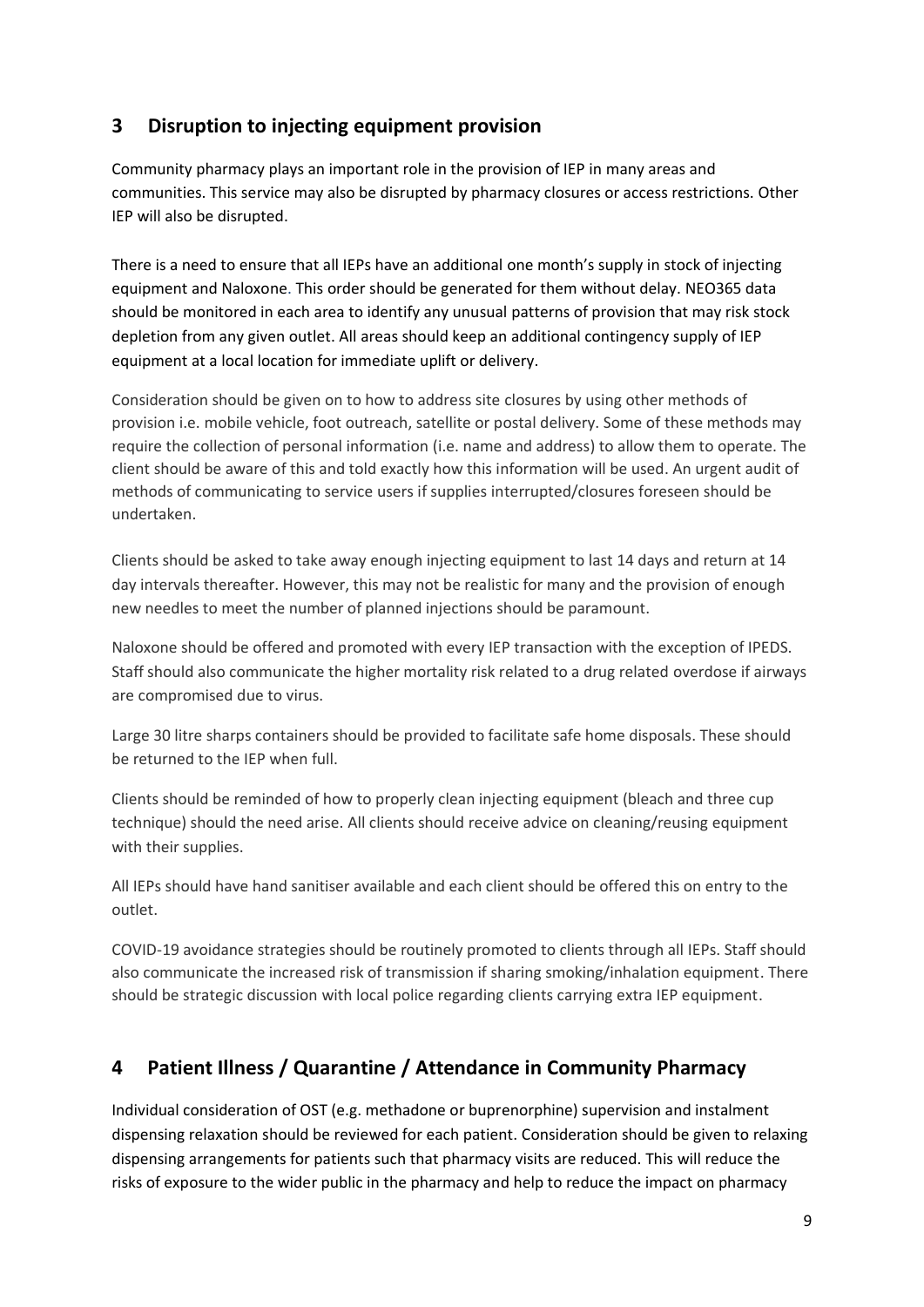## 3 Disruption to injecting equipment provision

Community pharmacy plays an important role in the provision of IEP in many areas and communities. This service may also be disrupted by pharmacy closures or access restrictions. Other IEP will also be disrupted.

There is a need to ensure that all IEPs have an additional one month's supply in stock of injecting equipment and Naloxone. This order should be generated for them without delay. NEO365 data should be monitored in each area to identify any unusual patterns of provision that may risk stock depletion from any given outlet. All areas should keep an additional contingency supply of IEP equipment at a local location for immediate uplift or delivery.

Consideration should be given on to how to address site closures by using other methods of provision i.e. mobile vehicle, foot outreach, satellite or postal delivery. Some of these methods may require the collection of personal information (i.e. name and address) to allow them to operate. The client should be aware of this and told exactly how this information will be used. An urgent audit of methods of communicating to service users if supplies interrupted/closures foreseen should be undertaken.

Clients should be asked to take away enough injecting equipment to last 14 days and return at 14 day intervals thereafter. However, this may not be realistic for many and the provision of enough new needles to meet the number of planned injections should be paramount.

Naloxone should be offered and promoted with every IEP transaction with the exception of IPEDS. Staff should also communicate the higher mortality risk related to a drug related overdose if airways are compromised due to virus.

Large 30 litre sharps containers should be provided to facilitate safe home disposals. These should be returned to the IEP when full.

Clients should be reminded of how to properly clean injecting equipment (bleach and three cup technique) should the need arise. All clients should receive advice on cleaning/reusing equipment with their supplies.

All IEPs should have hand sanitiser available and each client should be offered this on entry to the outlet.

COVID-19 avoidance strategies should be routinely promoted to clients through all IEPs. Staff should also communicate the increased risk of transmission if sharing smoking/inhalation equipment. There should be strategic discussion with local police regarding clients carrying extra IEP equipment.

## 4 Patient Illness / Quarantine / Attendance in Community Pharmacy

Individual consideration of OST (e.g. methadone or buprenorphine) supervision and instalment dispensing relaxation should be reviewed for each patient. Consideration should be given to relaxing dispensing arrangements for patients such that pharmacy visits are reduced. This will reduce the risks of exposure to the wider public in the pharmacy and help to reduce the impact on pharmacy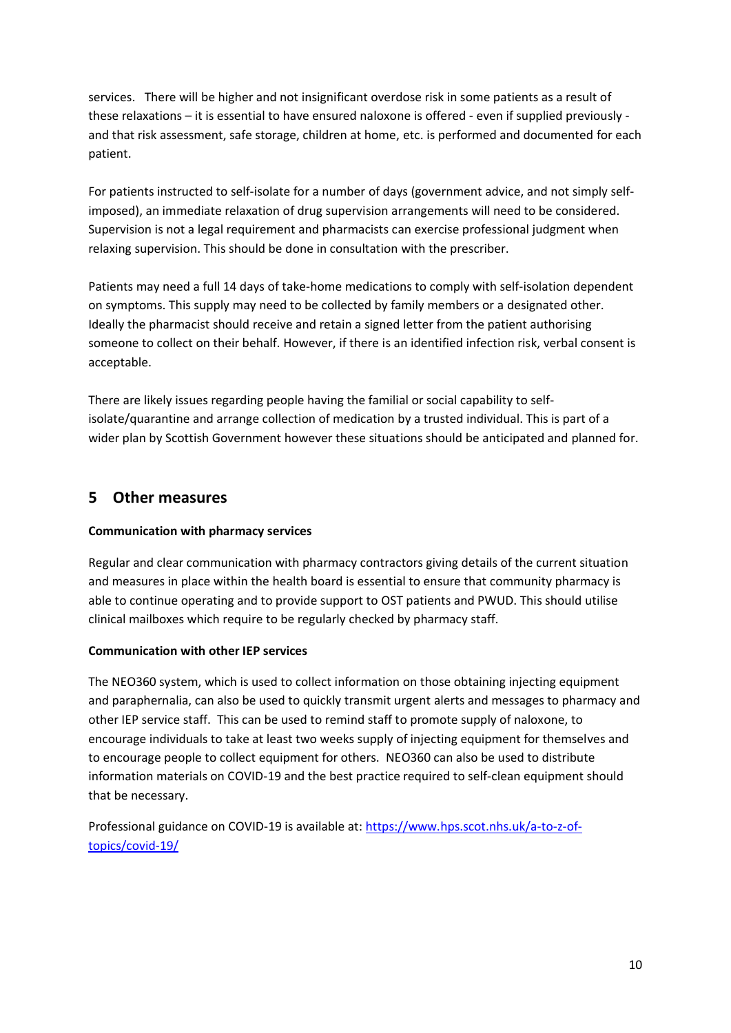services. There will be higher and not insignificant overdose risk in some patients as a result of these relaxations – it is essential to have ensured naloxone is offered - even if supplied previously - and that risk assessment, safe storage, children at home, etc. is performed and documented for each patient.

For patients instructed to self-isolate for a number of days (government advice, and not simply self-imposed), an immediate relaxation of drug supervision arrangements will need to be considered. Supervision is not a legal requirement and pharmacists can exercise professional judgment when relaxing supervision. This should be done in consultation with the prescriber.

Patients may need a full 14 days of take-home medications to comply with self-isolation dependent on symptoms. This supply may need to be collected by family members or a designated other. Ideally the pharmacist should receive and retain a signed letter from the patient authorising someone to collect on their behalf. However, if there is an identified infection risk, verbal consent is acceptable.

There are likely issues regarding people having the familial or social capability to self-isolate/quarantine and arrange collection of medication by a trusted individual. This is part of a wider plan by Scottish Government however these situations should be anticipated and planned for.

## 5 Other measures

**Communication with pharmacy services**

Regular and clear communication with pharmacy contractors giving details of the current situation and measures in place within the health board is essential to ensure that community pharmacy is able to continue operating and to provide support to OST patients and PWUD. This should utilise clinical mailboxes which require to be regularly checked by pharmacy staff.

**Communication with other IEP services**

The NEO360 system, which is used to collect information on those obtaining injecting equipment and paraphernalia, can also be used to quickly transmit urgent alerts and messages to pharmacy and other IEP service staff. This can be used to remind staff to promote supply of naloxone, to encourage individuals to take at least two weeks supply of injecting equipment for themselves and to encourage people to collect equipment for others. NEO360 can also be used to distribute information materials on COVID-19 and the best practice required to self-clean equipment should that be necessary.

Professional guidance on COVID-19 is available at: [https://www.hps.scot.nhs.uk/a-to-z-of-topics/covid-19/](https://www.hps.scot.nhs.uk/a-to-z-of-topics/covid-19/)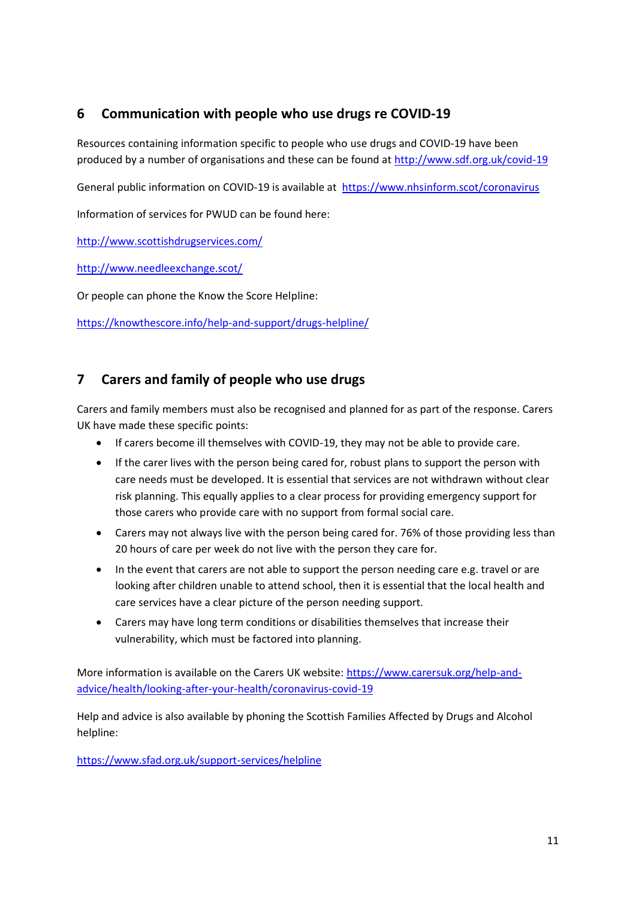## 6 Communication with people who use drugs re COVID-19

Resources containing information specific to people who use drugs and COVID-19 have been produced by a number of organisations and these can be found at http://www.sdf.org.uk/covid-19

General public information on COVID-19 is available at https://www.nhsinform.scot/coronavirus

Information of services for PWUD can be found here:

http://www.scottishdrugservices.com/

http://www.needleexchange.scot/

Or people can phone the Know the Score Helpline:

https://knowthescore.info/help-and-support/drugs-helpline/

## 7 Carers and family of people who use drugs

Carers and family members must also be recognised and planned for as part of the response. Carers UK have made these specific points:

- If carers become ill themselves with COVID-19, they may not be able to provide care.
- If the carer lives with the person being cared for, robust plans to support the person with care needs must be developed. It is essential that services are not withdrawn without clear risk planning. This equally applies to a clear process for providing emergency support for those carers who provide care with no support from formal social care.
- Carers may not always live with the person being cared for. 76% of those providing less than 20 hours of care per week do not live with the person they care for.
- In the event that carers are not able to support the person needing care e.g. travel or are looking after children unable to attend school, then it is essential that the local health and care services have a clear picture of the person needing support.
- Carers may have long term conditions or disabilities themselves that increase their vulnerability, which must be factored into planning.

More information is available on the Carers UK website: https://www.carersuk.org/help-and-advice/health/looking-after-your-health/coronavirus-covid-19

Help and advice is also available by phoning the Scottish Families Affected by Drugs and Alcohol helpline:

https://www.sfad.org.uk/support-services/helpline